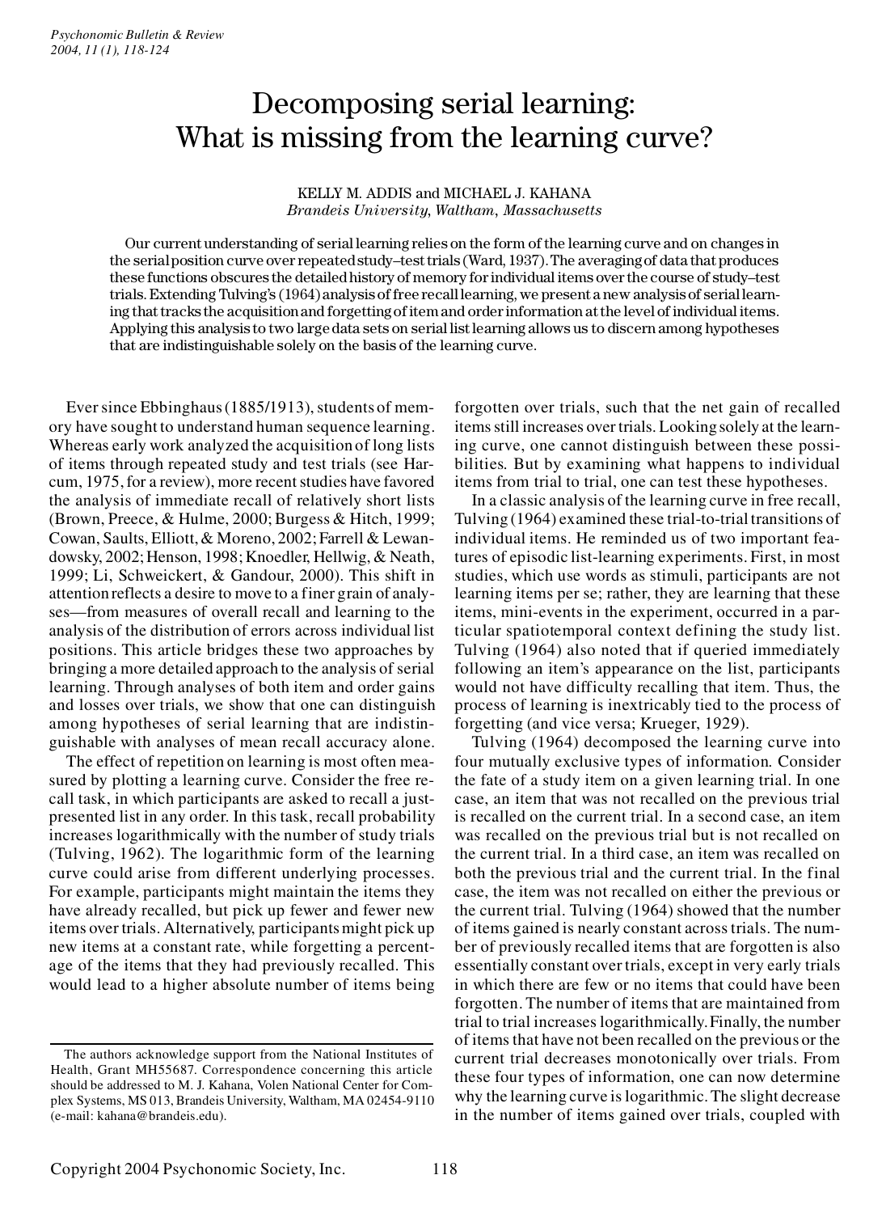# Decomposing serial learning: What is missing from the learning curve?

KELLY M. ADDIS and MICHAEL J. KAHANA
*Brandeis University, Waltham, Massachusetts*

Our current understanding of serial learning relies on the form of the learning curve and on changes in the serial position curve over repeated study–test trials (Ward, 1937). The averaging of data that produces these functions obscures the detailed history of memory for individual items over the course of study–test trials. Extending Tulving's (1964) analysis of free recall learning, we present a new analysis of serial learning that tracks the acquisition and forgetting of item and order information at the level of individual items. Applying this analysis to two large data sets on serial list learning allows us to discern among hypotheses that are indistinguishable solely on the basis of the learning curve.

Ever since Ebbinghaus (1885/1913), students of memory have sought to understand human sequence learning. Whereas early work analyzed the acquisition of long lists of items through repeated study and test trials (see Harcum, 1975, for a review), more recent studies have favored the analysis of immediate recall of relatively short lists (Brown, Preece, & Hulme, 2000; Burgess & Hitch, 1999; Cowan, Saults, Elliott, & Moreno, 2002; Farrell & Lewandowsky, 2002; Henson, 1998; Knoedler, Hellwig, & Neath, 1999; Li, Schweickert, & Gandour, 2000). This shift in attention reflects a desire to move to a finer grain of analyses—from measures of overall recall and learning to the analysis of the distribution of errors across individual list positions. This article bridges these two approaches by bringing a more detailed approach to the analysis of serial learning. Through analyses of both item and order gains and losses over trials, we show that one can distinguish among hypotheses of serial learning that are indistinguishable with analyses of mean recall accuracy alone.

The effect of repetition on learning is most often measured by plotting a learning curve. Consider the free recall task, in which participants are asked to recall a just-presented list in any order. In this task, recall probability increases logarithmically with the number of study trials (Tulving, 1962). The logarithmic form of the learning curve could arise from different underlying processes. For example, participants might maintain the items they have already recalled, but pick up fewer and fewer new items over trials. Alternatively, participants might pick up new items at a constant rate, while forgetting a percentage of the items that they had previously recalled. This would lead to a higher absolute number of items being forgotten over trials, such that the net gain of recalled items still increases over trials. Looking solely at the learning curve, one cannot distinguish between these possibilities. But by examining what happens to individual items from trial to trial, one can test these hypotheses.

In a classic analysis of the learning curve in free recall, Tulving (1964) examined these trial-to-trial transitions of individual items. He reminded us of two important features of episodic list-learning experiments. First, in most studies, which use words as stimuli, participants are not learning items per se; rather, they are learning that these items, mini-events in the experiment, occurred in a particular spatiotemporal context defining the study list. Tulving (1964) also noted that if queried immediately following an item's appearance on the list, participants would not have difficulty recalling that item. Thus, the process of learning is inextricably tied to the process of forgetting (and vice versa; Krueger, 1929).

Tulving (1964) decomposed the learning curve into four mutually exclusive types of information. Consider the fate of a study item on a given learning trial. In one case, an item that was not recalled on the previous trial is recalled on the current trial. In a second case, an item was recalled on the previous trial but is not recalled on the current trial. In a third case, an item was recalled on both the previous trial and the current trial. In the final case, the item was not recalled on either the previous or the current trial. Tulving (1964) showed that the number of items gained is nearly constant across trials. The number of previously recalled items that are forgotten is also essentially constant over trials, except in very early trials in which there are few or no items that could have been forgotten. The number of items that are maintained from trial to trial increases logarithmically. Finally, the number of items that have not been recalled on the previous or the current trial decreases monotonically over trials. From these four types of information, one can now determine why the learning curve is logarithmic. The slight decrease in the number of items gained over trials, coupled with

The authors acknowledge support from the National Institutes of Health, Grant MH55687. Correspondence concerning this article should be addressed to M. J. Kahana, Volen National Center for Complex Systems, MS 013, Brandeis University, Waltham, MA 02454-9110 (e-mail: kahana@brandeis.edu).

Copyright 2004 Psychonomic Society, Inc.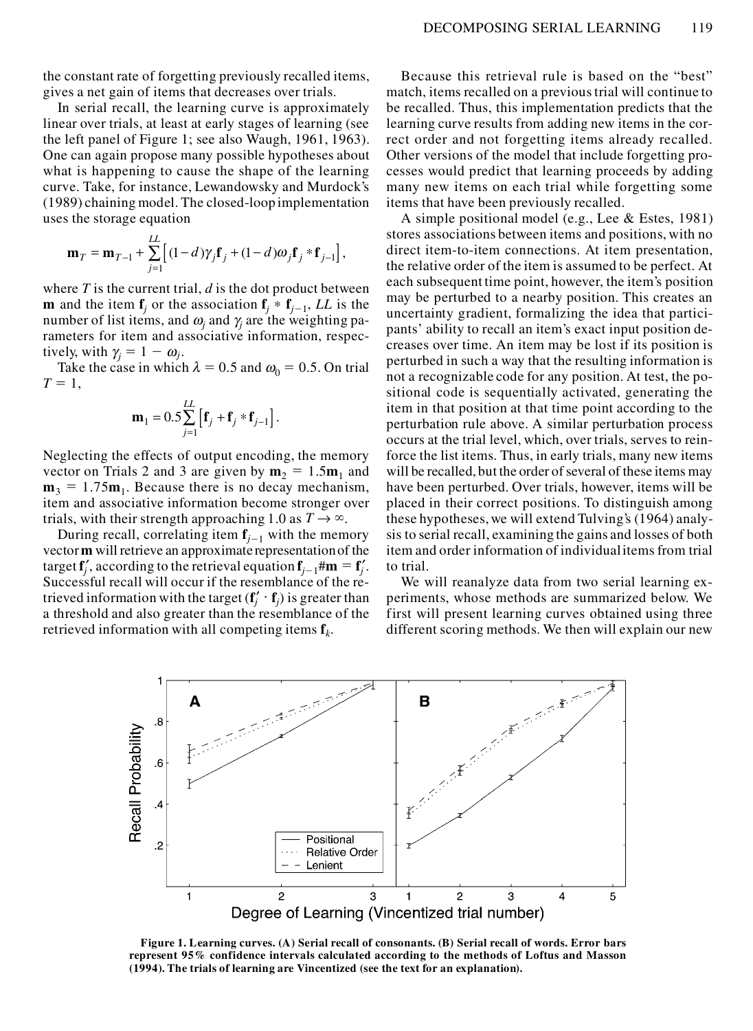the constant rate of forgetting previously recalled items, gives a net gain of items that decreases over trials.

In serial recall, the learning curve is approximately linear over trials, at least at early stages of learning (see the left panel of Figure 1; see also Waugh, 1961, 1963). One can again propose many possible hypotheses about what is happening to cause the shape of the learning curve. Take, for instance, Lewandowsky and Murdock's (1989) chaining model. The closed-loop implementation uses the storage equation

$$\mathbf{m}_T = \mathbf{m}_{T-1} + \sum_{j=1}^{LL}\left[(1-d)\gamma_j \mathbf{f}_j + (1-d)\omega_j \mathbf{f}_j * \mathbf{f}_{j-1}\right],$$

where $T$ is the current trial, $d$ is the dot product between $\mathbf{m}$ and the item $\mathbf{f}_j$ or the association $\mathbf{f}_j * \mathbf{f}_{j-1}$, $LL$ is the number of list items, and $\omega_j$ and $\gamma_j$ are the weighting parameters for item and associative information, respectively, with $\gamma_j = 1 - \omega_j$.

Take the case in which $\lambda = 0.5$ and $\omega_0 = 0.5$. On trial $T = 1$,

$$\mathbf{m}_1 = 0.5\sum_{j=1}^{LL}\left[\mathbf{f}_j + \mathbf{f}_j * \mathbf{f}_{j-1}\right].$$

Neglecting the effects of output encoding, the memory vector on Trials 2 and 3 are given by $\mathbf{m}_2 = 1.5\mathbf{m}_1$ and $\mathbf{m}_3 = 1.75\mathbf{m}_1$. Because there is no decay mechanism, item and associative information become stronger over trials, with their strength approaching 1.0 as $T \rightarrow \infty$.

During recall, correlating item $\mathbf{f}_{j-1}$ with the memory vector $\mathbf{m}$ will retrieve an approximate representation of the target $\mathbf{f}_j'$, according to the retrieval equation $\mathbf{f}_{j-1} \# \mathbf{m} = \mathbf{f}_j'$. Successful recall will occur if the resemblance of the retrieved information with the target ($\mathbf{f}_j' \cdot \mathbf{f}_j$) is greater than a threshold and also greater than the resemblance of the retrieved information with all competing items $\mathbf{f}_k$.

Because this retrieval rule is based on the "best" match, items recalled on a previous trial will continue to be recalled. Thus, this implementation predicts that the learning curve results from adding new items in the correct order and not forgetting items already recalled. Other versions of the model that include forgetting processes would predict that learning proceeds by adding many new items on each trial while forgetting some items that have been previously recalled.

A simple positional model (e.g., Lee & Estes, 1981) stores associations between items and positions, with no direct item-to-item connections. At item presentation, the relative order of the item is assumed to be perfect. At each subsequent time point, however, the item's position may be perturbed to a nearby position. This creates an uncertainty gradient, formalizing the idea that participants' ability to recall an item's exact input position decreases over time. An item may be lost if its position is perturbed in such a way that the resulting information is not a recognizable code for any position. At test, the positional code is sequentially activated, generating the item in that position at that time point according to the perturbation rule above. A similar perturbation process occurs at the trial level, which, over trials, serves to reinforce the list items. Thus, in early trials, many new items will be recalled, but the order of several of these items may have been perturbed. Over trials, however, items will be placed in their correct positions. To distinguish among these hypotheses, we will extend Tulving's (1964) analysis to serial recall, examining the gains and losses of both item and order information of individual items from trial to trial.

We will reanalyze data from two serial learning experiments, whose methods are summarized below. We first will present learning curves obtained using three different scoring methods. We then will explain our new

A

B

Recall Probability

1
.8
.6
.4
.2

Positional
Relative Order
Lenient

1 2 3 1 2 3 4 5

Degree of Learning (Vincentized trial number)

**Figure 1. Learning curves. (A) Serial recall of consonants. (B) Serial recall of words. Error bars represent 95% confidence intervals calculated according to the methods of Loftus and Masson (1994). The trials of learning are Vincentized (see the text for an explanation).**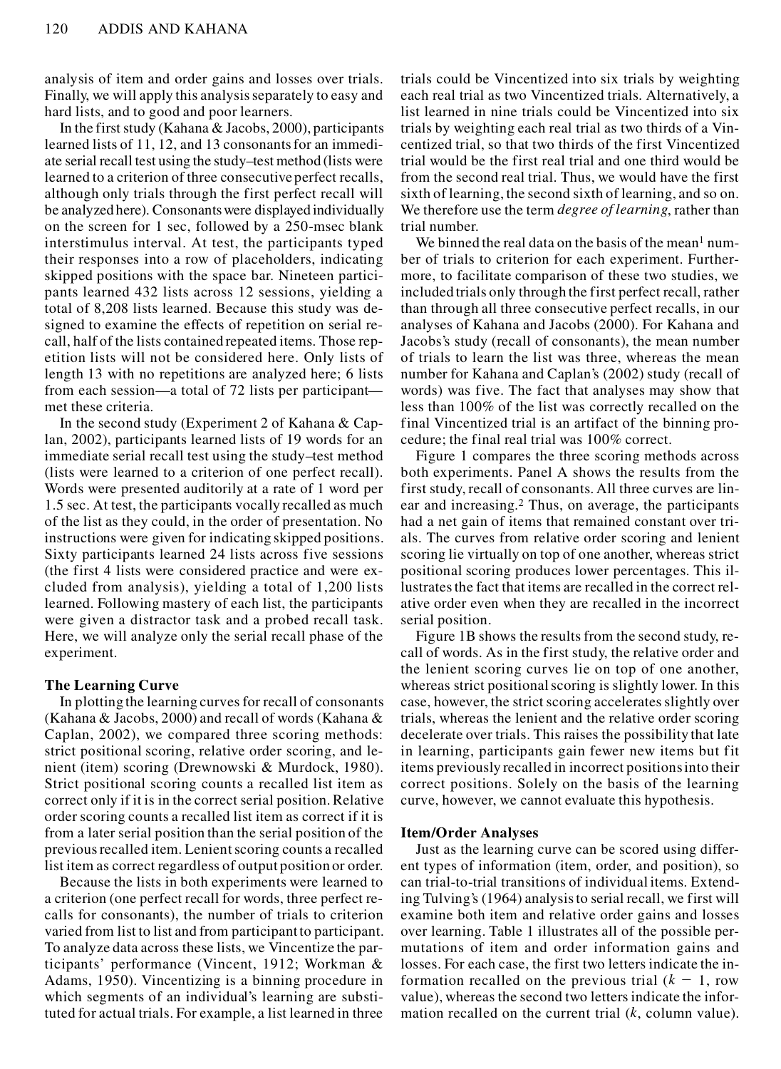analysis of item and order gains and losses over trials. Finally, we will apply this analysis separately to easy and hard lists, and to good and poor learners.

In the first study (Kahana & Jacobs, 2000), participants learned lists of 11, 12, and 13 consonants for an immediate serial recall test using the study–test method (lists were learned to a criterion of three consecutive perfect recalls, although only trials through the first perfect recall will be analyzed here). Consonants were displayed individually on the screen for 1 sec, followed by a 250-msec blank interstimulus interval. At test, the participants typed their responses into a row of placeholders, indicating skipped positions with the space bar. Nineteen participants learned 432 lists across 12 sessions, yielding a total of 8,208 lists learned. Because this study was designed to examine the effects of repetition on serial recall, half of the lists contained repeated items. Those repetition lists will not be considered here. Only lists of length 13 with no repetitions are analyzed here; 6 lists from each session—a total of 72 lists per participant—met these criteria.

In the second study (Experiment 2 of Kahana & Caplan, 2002), participants learned lists of 19 words for an immediate serial recall test using the study–test method (lists were learned to a criterion of one perfect recall). Words were presented auditorily at a rate of 1 word per 1.5 sec. At test, the participants vocally recalled as much of the list as they could, in the order of presentation. No instructions were given for indicating skipped positions. Sixty participants learned 24 lists across five sessions (the first 4 lists were considered practice and were excluded from analysis), yielding a total of 1,200 lists learned. Following mastery of each list, the participants were given a distractor task and a probed recall task. Here, we will analyze only the serial recall phase of the experiment.

### The Learning Curve

In plotting the learning curves for recall of consonants (Kahana & Jacobs, 2000) and recall of words (Kahana & Caplan, 2002), we compared three scoring methods: strict positional scoring, relative order scoring, and lenient (item) scoring (Drewnowski & Murdock, 1980). Strict positional scoring counts a recalled list item as correct only if it is in the correct serial position. Relative order scoring counts a recalled list item as correct if it is from a later serial position than the serial position of the previous recalled item. Lenient scoring counts a recalled list item as correct regardless of output position or order.

Because the lists in both experiments were learned to a criterion (one perfect recall for words, three perfect recalls for consonants), the number of trials to criterion varied from list to list and from participant to participant. To analyze data across these lists, we Vincentize the participants' performance (Vincent, 1912; Workman & Adams, 1950). Vincentizing is a binning procedure in which segments of an individual's learning are substituted for actual trials. For example, a list learned in three trials could be Vincentized into six trials by weighting each real trial as two Vincentized trials. Alternatively, a list learned in nine trials could be Vincentized into six trials by weighting each real trial as two thirds of a Vincentized trial, so that two thirds of the first Vincentized trial would be the first real trial and one third would be from the second real trial. Thus, we would have the first sixth of learning, the second sixth of learning, and so on. We therefore use the term *degree of learning*, rather than trial number.

We binned the real data on the basis of the mean[1] number of trials to criterion for each experiment. Furthermore, to facilitate comparison of these two studies, we included trials only through the first perfect recall, rather than through all three consecutive perfect recalls, in our analyses of Kahana and Jacobs (2000). For Kahana and Jacobs's study (recall of consonants), the mean number of trials to learn the list was three, whereas the mean number for Kahana and Caplan's (2002) study (recall of words) was five. The fact that analyses may show that less than 100% of the list was correctly recalled on the final Vincentized trial is an artifact of the binning procedure; the final real trial was 100% correct.

Figure 1 compares the three scoring methods across both experiments. Panel A shows the results from the first study, recall of consonants. All three curves are linear and increasing.[2] Thus, on average, the participants had a net gain of items that remained constant over trials. The curves from relative order scoring and lenient scoring lie virtually on top of one another, whereas strict positional scoring produces lower percentages. This illustrates the fact that items are recalled in the correct relative order even when they are recalled in the incorrect serial position.

Figure 1B shows the results from the second study, recall of words. As in the first study, the relative order and the lenient scoring curves lie on top of one another, whereas strict positional scoring is slightly lower. In this case, however, the strict scoring accelerates slightly over trials, whereas the lenient and the relative order scoring decelerate over trials. This raises the possibility that late in learning, participants gain fewer new items but fit items previously recalled in incorrect positions into their correct positions. Solely on the basis of the learning curve, however, we cannot evaluate this hypothesis.

### Item/Order Analyses

Just as the learning curve can be scored using different types of information (item, order, and position), so can trial-to-trial transitions of individual items. Extending Tulving's (1964) analysis to serial recall, we first will examine both item and relative order gains and losses over learning. Table 1 illustrates all of the possible permutations of item and order information gains and losses. For each case, the first two letters indicate the information recalled on the previous trial ($k - 1$, row value), whereas the second two letters indicate the information recalled on the current trial ($k$, column value).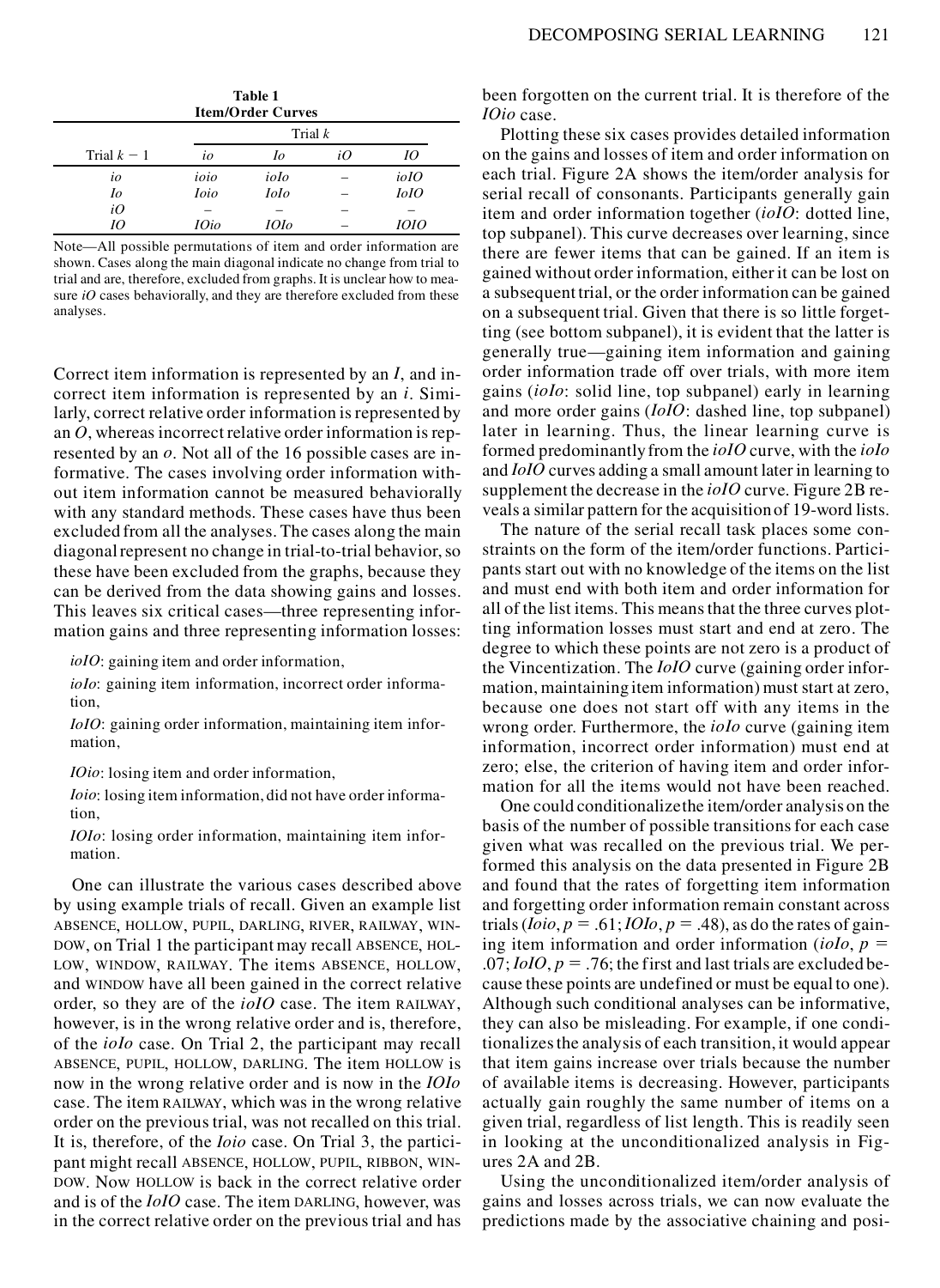**Table 1**
**Item/Order Curves**

| Trial $k-1$ | Trial $k$ | | | |
|---|---|---|---|---|
| | *io* | *Io* | *iO* | *IO* |
| *io* | *ioio* | *ioIo* | – | *ioIO* |
| *Io* | *Ioio* | *IoIo* | – | *IoIO* |
| *iO* | – | – | – | – |
| *IO* | *IOio* | *IOIo* | – | *IOIO* |

Note—All possible permutations of item and order information are shown. Cases along the main diagonal indicate no change from trial to trial and are, therefore, excluded from graphs. It is unclear how to measure *iO* cases behaviorally, and they are therefore excluded from these analyses.

Correct item information is represented by an *I*, and incorrect item information is represented by an *i*. Similarly, correct relative order information is represented by an *O*, whereas incorrect relative order information is represented by an *o*. Not all of the 16 possible cases are informative. The cases involving order information without item information cannot be measured behaviorally with any standard methods. These cases have thus been excluded from all the analyses. The cases along the main diagonal represent no change in trial-to-trial behavior, so these have been excluded from the graphs, because they can be derived from the data showing gains and losses. This leaves six critical cases—three representing information gains and three representing information losses:

*ioIO*: gaining item and order information,

*ioIo*: gaining item information, incorrect order information,

*IoIO*: gaining order information, maintaining item information,

*IOio*: losing item and order information,

*Ioio*: losing item information, did not have order information,

*IOIo*: losing order information, maintaining item information.

One can illustrate the various cases described above by using example trials of recall. Given an example list ABSENCE, HOLLOW, PUPIL, DARLING, RIVER, RAILWAY, WINDOW, on Trial 1 the participant may recall ABSENCE, HOLLOW, WINDOW, RAILWAY. The items ABSENCE, HOLLOW, and WINDOW have all been gained in the correct relative order, so they are of the *ioIO* case. The item RAILWAY, however, is in the wrong relative order and is, therefore, of the *ioIo* case. On Trial 2, the participant may recall ABSENCE, PUPIL, HOLLOW, DARLING. The item HOLLOW is now in the wrong relative order and is now in the *IOIo* case. The item RAILWAY, which was in the wrong relative order on the previous trial, was not recalled on this trial. It is, therefore, of the *Ioio* case. On Trial 3, the participant might recall ABSENCE, HOLLOW, PUPIL, RIBBON, WINDOW. Now HOLLOW is back in the correct relative order and is of the *IoIO* case. The item DARLING, however, was in the correct relative order on the previous trial and has been forgotten on the current trial. It is therefore of the *IOio* case.

Plotting these six cases provides detailed information on the gains and losses of item and order information on each trial. Figure 2A shows the item/order analysis for serial recall of consonants. Participants generally gain item and order information together (*ioIO*: dotted line, top subpanel). This curve decreases over learning, since there are fewer items that can be gained. If an item is gained without order information, either it can be lost on a subsequent trial, or the order information can be gained on a subsequent trial. Given that there is so little forgetting (see bottom subpanel), it is evident that the latter is generally true—gaining item information and gaining order information trade off over trials, with more item gains (*ioIo*: solid line, top subpanel) early in learning and more order gains (*IoIO*: dashed line, top subpanel) later in learning. Thus, the linear learning curve is formed predominantly from the *ioIO* curve, with the *ioIo* and *IoIO* curves adding a small amount later in learning to supplement the decrease in the *ioIO* curve. Figure 2B reveals a similar pattern for the acquisition of 19-word lists.

The nature of the serial recall task places some constraints on the form of the item/order functions. Participants start out with no knowledge of the items on the list and must end with both item and order information for all of the list items. This means that the three curves plotting information losses must start and end at zero. The degree to which these points are not zero is a product of the Vincentization. The *IoIO* curve (gaining order information, maintaining item information) must start at zero, because one does not start off with any items in the wrong order. Furthermore, the *ioIo* curve (gaining item information, incorrect order information) must end at zero; else, the criterion of having item and order information for all the items would not have been reached.

One could conditionalize the item/order analysis on the basis of the number of possible transitions for each case given what was recalled on the previous trial. We performed this analysis on the data presented in Figure 2B and found that the rates of forgetting item information and forgetting order information remain constant across trials (*Ioio*, $p = .61$; *IOIo*, $p = .48$), as do the rates of gaining item information and order information (*ioIo*, $p = .07$; *IoIO*, $p = .76$; the first and last trials are excluded because these points are undefined or must be equal to one). Although such conditional analyses can be informative, they can also be misleading. For example, if one conditionalizes the analysis of each transition, it would appear that item gains increase over trials because the number of available items is decreasing. However, participants actually gain roughly the same number of items on a given trial, regardless of list length. This is readily seen in looking at the unconditionalized analysis in Figures 2A and 2B.

Using the unconditionalized item/order analysis of gains and losses across trials, we can now evaluate the predictions made by the associative chaining and posi-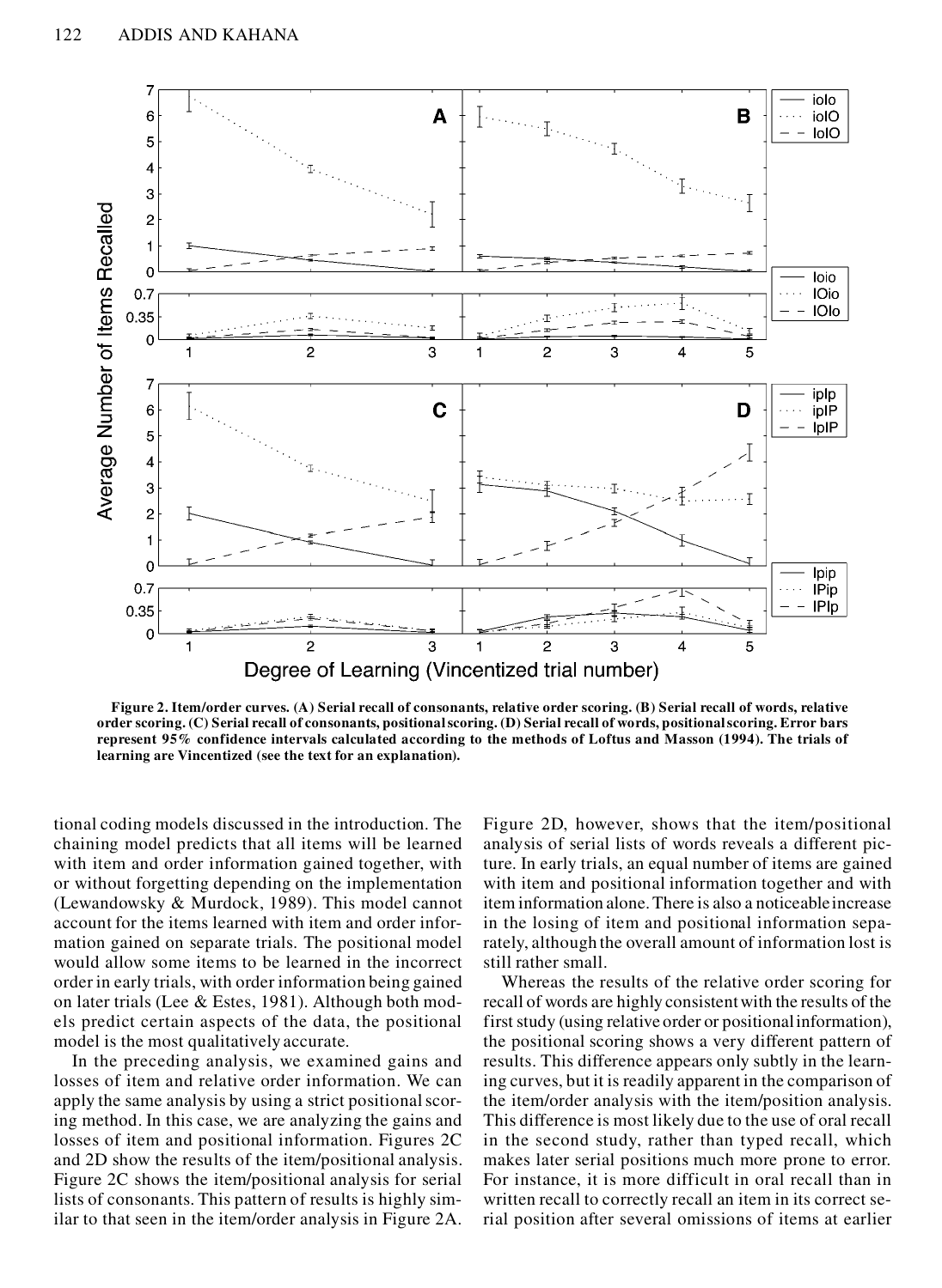**Figure 2. Item/order curves. (A) Serial recall of consonants, relative order scoring. (B) Serial recall of words, relative order scoring. (C) Serial recall of consonants, positional scoring. (D) Serial recall of words, positional scoring. Error bars represent 95% confidence intervals calculated according to the methods of Loftus and Masson (1994). The trials of learning are Vincentized (see the text for an explanation).**

tional coding models discussed in the introduction. The chaining model predicts that all items will be learned with item and order information gained together, with or without forgetting depending on the implementation (Lewandowsky & Murdock, 1989). This model cannot account for the items learned with item and order information gained on separate trials. The positional model would allow some items to be learned in the incorrect order in early trials, with order information being gained on later trials (Lee & Estes, 1981). Although both models predict certain aspects of the data, the positional model is the most qualitatively accurate.

In the preceding analysis, we examined gains and losses of item and relative order information. We can apply the same analysis by using a strict positional scoring method. In this case, we are analyzing the gains and losses of item and positional information. Figures 2C and 2D show the results of the item/positional analysis. Figure 2C shows the item/positional analysis for serial lists of consonants. This pattern of results is highly similar to that seen in the item/order analysis in Figure 2A. Figure 2D, however, shows that the item/positional analysis of serial lists of words reveals a different picture. In early trials, an equal number of items are gained with item and positional information together and with item information alone. There is also a noticeable increase in the losing of item and positional information separately, although the overall amount of information lost is still rather small.

Whereas the results of the relative order scoring for recall of words are highly consistent with the results of the first study (using relative order or positional information), the positional scoring shows a very different pattern of results. This difference appears only subtly in the learning curves, but it is readily apparent in the comparison of the item/order analysis with the item/position analysis. This difference is most likely due to the use of oral recall in the second study, rather than typed recall, which makes later serial positions much more prone to error. For instance, it is more difficult in oral recall than in written recall to correctly recall an item in its correct serial position after several omissions of items at earlier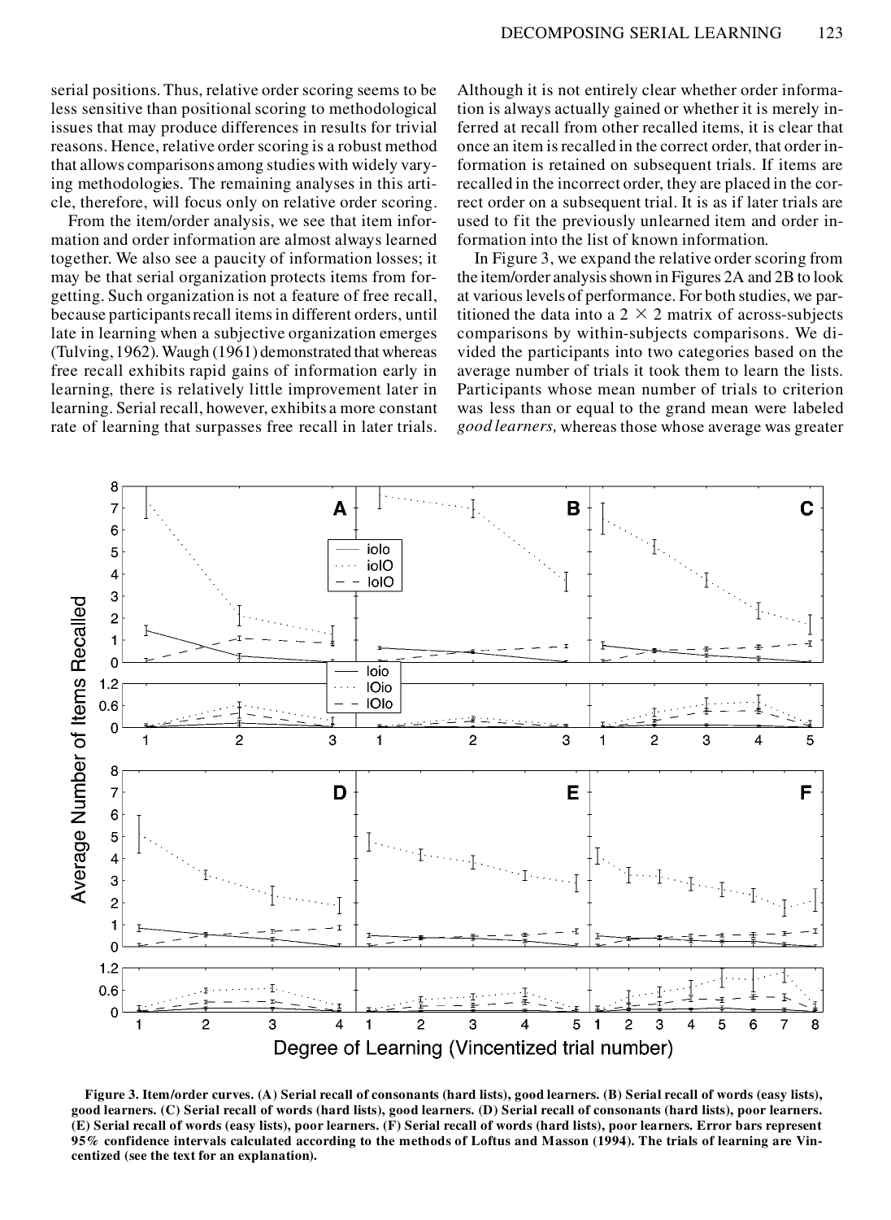serial positions. Thus, relative order scoring seems to be less sensitive than positional scoring to methodological issues that may produce differences in results for trivial reasons. Hence, relative order scoring is a robust method that allows comparisons among studies with widely varying methodologies. The remaining analyses in this article, therefore, will focus only on relative order scoring.

From the item/order analysis, we see that item information and order information are almost always learned together. We also see a paucity of information losses; it may be that serial organization protects items from forgetting. Such organization is not a feature of free recall, because participants recall items in different orders, until late in learning when a subjective organization emerges (Tulving, 1962). Waugh (1961) demonstrated that whereas free recall exhibits rapid gains of information early in learning, there is relatively little improvement later in learning. Serial recall, however, exhibits a more constant rate of learning that surpasses free recall in later trials. Although it is not entirely clear whether order information is always actually gained or whether it is merely inferred at recall from other recalled items, it is clear that once an item is recalled in the correct order, that order information is retained on subsequent trials. If items are recalled in the incorrect order, they are placed in the correct order on a subsequent trial. It is as if later trials are used to fit the previously unlearned item and order information into the list of known information.

In Figure 3, we expand the relative order scoring from the item/order analysis shown in Figures 2A and 2B to look at various levels of performance. For both studies, we partitioned the data into a $2 \times 2$ matrix of across-subjects comparisons by within-subjects comparisons. We divided the participants into two categories based on the average number of trials it took them to learn the lists. Participants whose mean number of trials to criterion was less than or equal to the grand mean were labeled *good learners,* whereas those whose average was greater

**Figure 3. Item/order curves. (A) Serial recall of consonants (hard lists), good learners. (B) Serial recall of words (easy lists), good learners. (C) Serial recall of words (hard lists), good learners. (D) Serial recall of consonants (hard lists), poor learners. (E) Serial recall of words (easy lists), poor learners. (F) Serial recall of words (hard lists), poor learners. Error bars represent 95% confidence intervals calculated according to the methods of Loftus and Masson (1994). The trials of learning are Vincentized (see the text for an explanation).**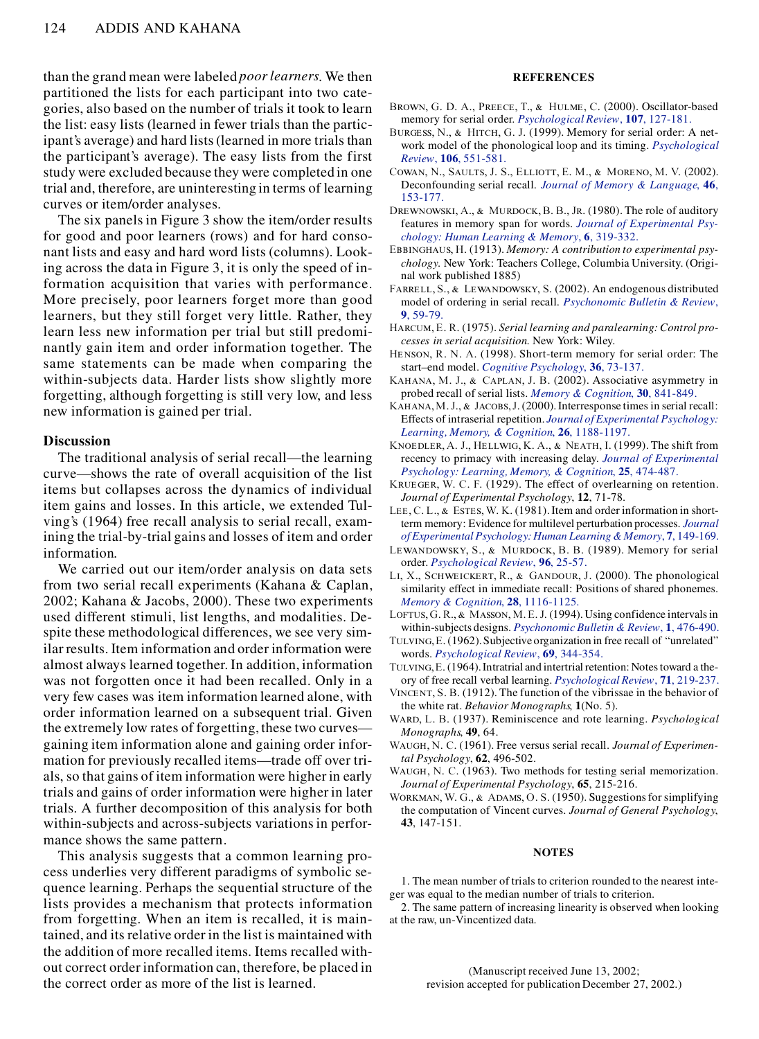than the grand mean were labeled *poor learners.* We then partitioned the lists for each participant into two categories, also based on the number of trials it took to learn the list: easy lists (learned in fewer trials than the participant's average) and hard lists (learned in more trials than the participant's average). The easy lists from the first study were excluded because they were completed in one trial and, therefore, are uninteresting in terms of learning curves or item/order analyses.

The six panels in Figure 3 show the item/order results for good and poor learners (rows) and for hard consonant lists and easy and hard word lists (columns). Looking across the data in Figure 3, it is only the speed of information acquisition that varies with performance. More precisely, poor learners forget more than good learners, but they still forget very little. Rather, they learn less new information per trial but still predominantly gain item and order information together. The same statements can be made when comparing the within-subjects data. Harder lists show slightly more forgetting, although forgetting is still very low, and less new information is gained per trial.

## Discussion

The traditional analysis of serial recall—the learning curve—shows the rate of overall acquisition of the list items but collapses across the dynamics of individual item gains and losses. In this article, we extended Tulving's (1964) free recall analysis to serial recall, examining the trial-by-trial gains and losses of item and order information.

We carried out our item/order analysis on data sets from two serial recall experiments (Kahana & Caplan, 2002; Kahana & Jacobs, 2000). These two experiments used different stimuli, list lengths, and modalities. Despite these methodological differences, we see very similar results. Item information and order information were almost always learned together. In addition, information was not forgotten once it had been recalled. Only in a very few cases was item information learned alone, with order information learned on a subsequent trial. Given the extremely low rates of forgetting, these two curves—gaining item information alone and gaining order information for previously recalled items—trade off over trials, so that gains of item information were higher in early trials and gains of order information were higher in later trials. A further decomposition of this analysis for both within-subjects and across-subjects variations in performance shows the same pattern.

This analysis suggests that a common learning process underlies very different paradigms of symbolic sequence learning. Perhaps the sequential structure of the lists provides a mechanism that protects information from forgetting. When an item is recalled, it is maintained, and its relative order in the list is maintained with the addition of more recalled items. Items recalled without correct order information can, therefore, be placed in the correct order as more of the list is learned.

## REFERENCES

Brown, G. D. A., Preece, T., & Hulme, C. (2000). Oscillator-based memory for serial order. *Psychological Review*, **107**, 127-181.

Burgess, N., & Hitch, G. J. (1999). Memory for serial order: A network model of the phonological loop and its timing. *Psychological Review*, **106**, 551-581.

Cowan, N., Saults, J. S., Elliott, E. M., & Moreno, M. V. (2002). Deconfounding serial recall. *Journal of Memory & Language*, **46**, 153-177.

Drewnowski, A., & Murdock, B. B., Jr. (1980). The role of auditory features in memory span for words. *Journal of Experimental Psychology: Human Learning & Memory*, **6**, 319-332.

Ebbinghaus, H. (1913). *Memory: A contribution to experimental psychology.* New York: Teachers College, Columbia University. (Original work published 1885)

Farrell, S., & Lewandowsky, S. (2002). An endogenous distributed model of ordering in serial recall. *Psychonomic Bulletin & Review*, **9**, 59-79.

Harcum, E. R. (1975). *Serial learning and paralearning: Control processes in serial acquisition.* New York: Wiley.

Henson, R. N. A. (1998). Short-term memory for serial order: The start–end model. *Cognitive Psychology*, **36**, 73-137.

Kahana, M. J., & Caplan, J. B. (2002). Associative asymmetry in probed recall of serial lists. *Memory & Cognition*, **30**, 841-849.

Kahana, M. J., & Jacobs, J. (2000). Interresponse times in serial recall: Effects of intraserial repetition. *Journal of Experimental Psychology: Learning, Memory, & Cognition*, **26**, 1188-1197.

Knoedler, A. J., Hellwig, K. A., & Neath, I. (1999). The shift from recency to primacy with increasing delay. *Journal of Experimental Psychology: Learning, Memory, & Cognition*, **25**, 474-487.

Krueger, W. C. F. (1929). The effect of overlearning on retention. *Journal of Experimental Psychology*, **12**, 71-78.

Lee, C. L., & Estes, W. K. (1981). Item and order information in short-term memory: Evidence for multilevel perturbation processes. *Journal of Experimental Psychology: Human Learning & Memory*, **7**, 149-169.

Lewandowsky, S., & Murdock, B. B. (1989). Memory for serial order. *Psychological Review*, **96**, 25-57.

Li, X., Schweickert, R., & Gandour, J. (2000). The phonological similarity effect in immediate recall: Positions of shared phonemes. *Memory & Cognition*, **28**, 1116-1125.

Loftus, G. R., & Masson, M. E. J. (1994). Using confidence intervals in within-subjects designs. *Psychonomic Bulletin & Review*, **1**, 476-490.

Tulving, E. (1962). Subjective organization in free recall of "unrelated" words. *Psychological Review*, **69**, 344-354.

Tulving, E. (1964). Intratrial and intertrial retention: Notes toward a theory of free recall verbal learning. *Psychological Review*, **71**, 219-237.

Vincent, S. B. (1912). The function of the vibrissae in the behavior of the white rat. *Behavior Monographs*, **1**(No. 5).

Ward, L. B. (1937). Reminiscence and rote learning. *Psychological Monographs*, **49**, 64.

Waugh, N. C. (1961). Free versus serial recall. *Journal of Experimental Psychology*, **62**, 496-502.

Waugh, N. C. (1963). Two methods for testing serial memorization. *Journal of Experimental Psychology*, **65**, 215-216.

Workman, W. G., & Adams, O. S. (1950). Suggestions for simplifying the computation of Vincent curves. *Journal of General Psychology*, **43**, 147-151.

## NOTES

1. The mean number of trials to criterion rounded to the nearest integer was equal to the median number of trials to criterion.

2. The same pattern of increasing linearity is observed when looking at the raw, un-Vincentized data.

(Manuscript received June 13, 2002;
revision accepted for publication December 27, 2002.)